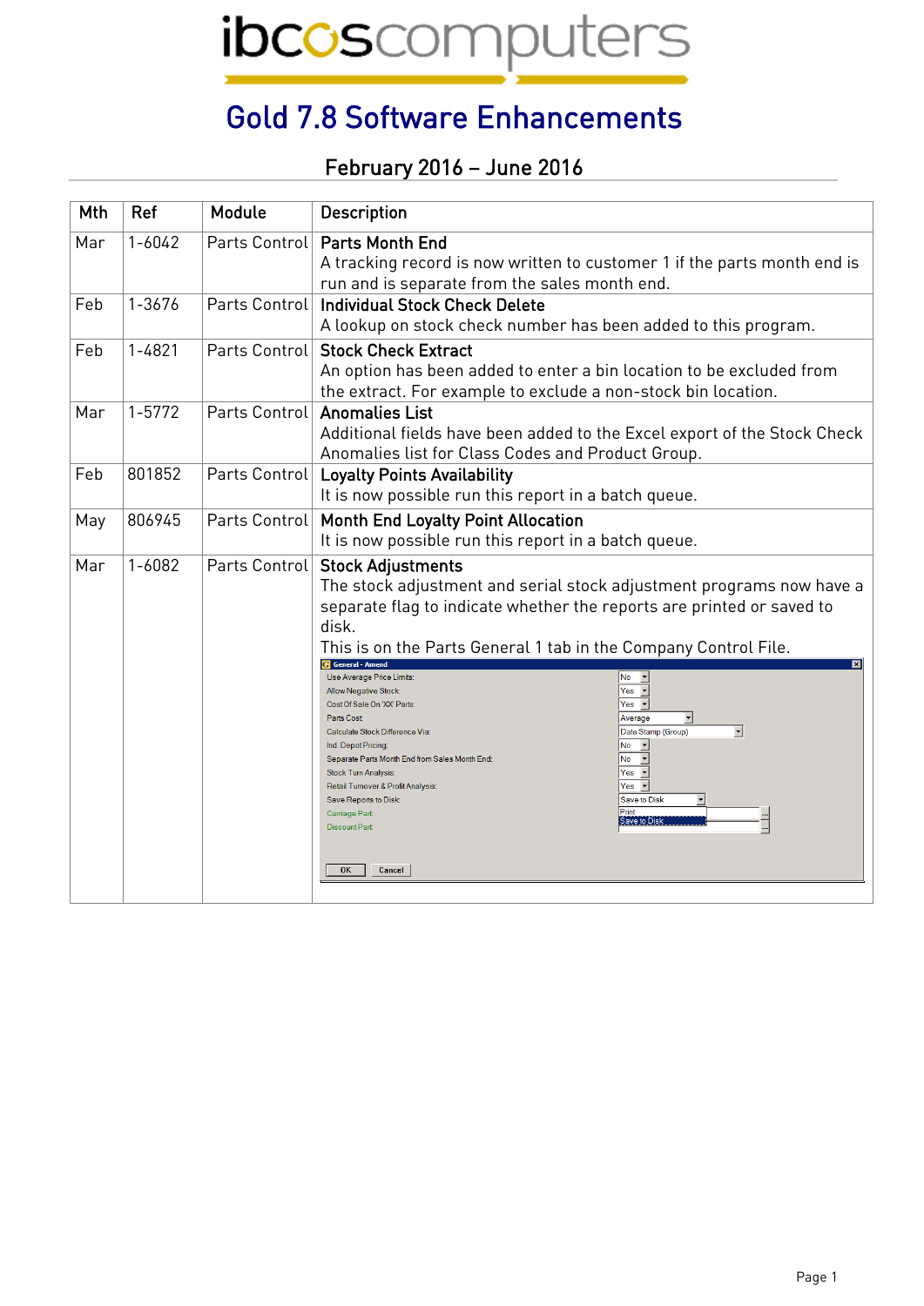# ibcos computers

## Gold 7.8 Software Enhancements

### February 2016 – June 2016

| Mth | Ref | Module | Description |
|---|---|---|---|
| Mar | 1-6042 | Parts Control | **Parts Month End**<br>A tracking record is now written to customer 1 if the parts month end is run and is separate from the sales month end. |
| Feb | 1-3676 | Parts Control | **Individual Stock Check Delete**<br>A lookup on stock check number has been added to this program. |
| Feb | 1-4821 | Parts Control | **Stock Check Extract**<br>An option has been added to enter a bin location to be excluded from the extract. For example to exclude a non-stock bin location. |
| Mar | 1-5772 | Parts Control | **Anomalies List**<br>Additional fields have been added to the Excel export of the Stock Check Anomalies list for Class Codes and Product Group. |
| Feb | 801852 | Parts Control | **Loyalty Points Availability**<br>It is now possible run this report in a batch queue. |
| May | 806945 | Parts Control | **Month End Loyalty Point Allocation**<br>It is now possible run this report in a batch queue. |
| Mar | 1-6082 | Parts Control | **Stock Adjustments**<br>The stock adjustment and serial stock adjustment programs now have a separate flag to indicate whether the reports are printed or saved to disk.<br>This is on the Parts General 1 tab in the Company Control File.<br>General - Amend<br>Use Average Price Limits: No<br>Allow Negative Stock: Yes<br>Cost Of Sale On 'XX' Parts: Yes<br>Parts Cost: Average<br>Calculate Stock Difference Via: Date Stamp (Group)<br>Ind. Depot Pricing: No<br>Separate Parts Month End from Sales Month End: No<br>Stock Turn Analysis: Yes<br>Retail Turnover & Profit Analysis: Yes<br>Save Reports to Disk: Save to Disk (Print / Save to Disk)<br>Carriage Part:<br>Discount Part:<br>OK Cancel |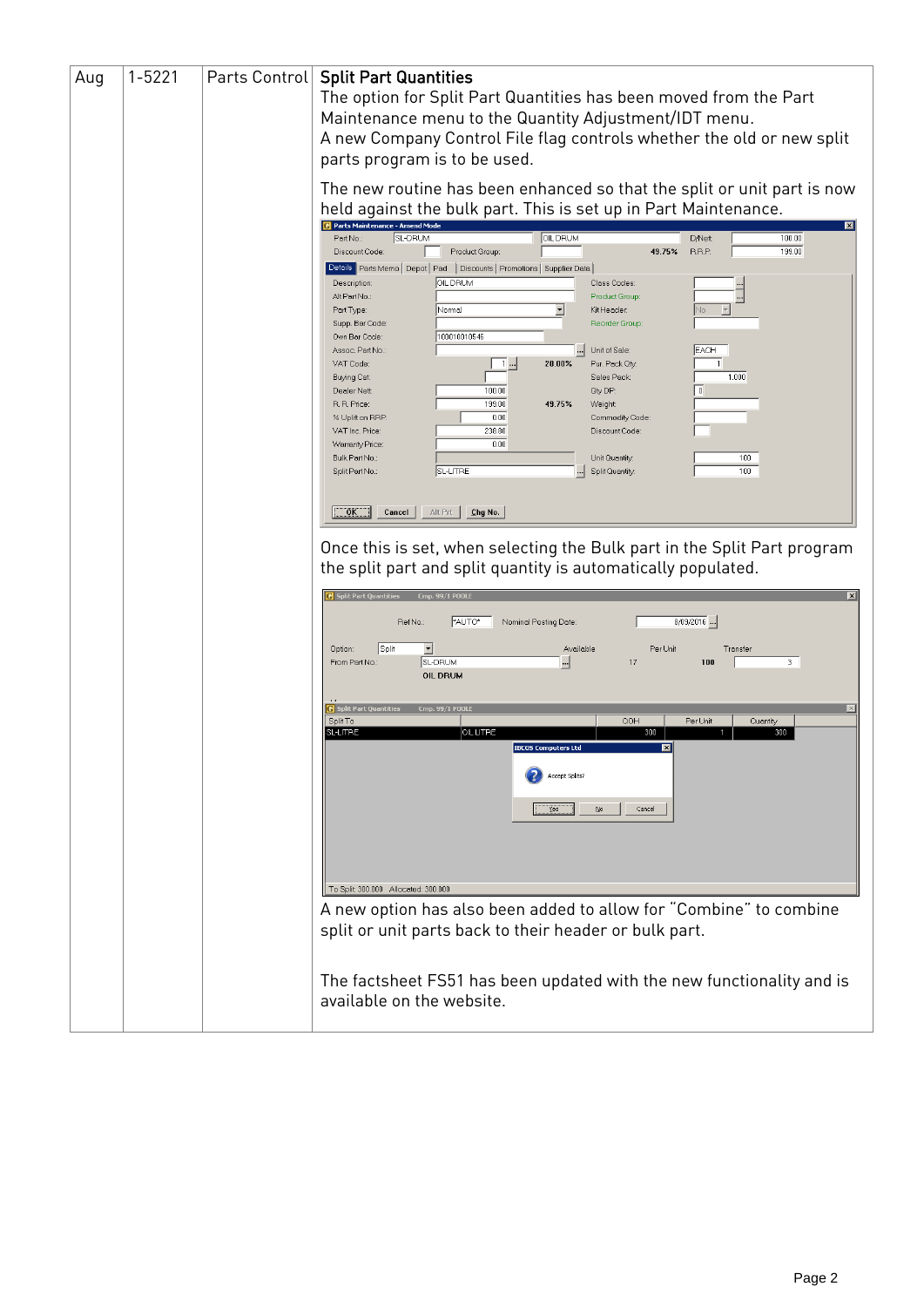| | | | |
|---|---|---|---|
| Aug | 1-5221 | Parts Control | **Split Part Quantities**<br>The option for Split Part Quantities has been moved from the Part Maintenance menu to the Quantity Adjustment/IDT menu.<br>A new Company Control File flag controls whether the old or new split parts program is to be used.<br><br>The new routine has been enhanced so that the split or unit part is now held against the bulk part. This is set up in Part Maintenance.<br><br>Once this is set, when selecting the Bulk part in the Split Part program the split part and split quantity is automatically populated.<br><br>A new option has also been added to allow for "Combine" to combine split or unit parts back to their header or bulk part.<br><br>The factsheet FS51 has been updated with the new functionality and is available on the website. |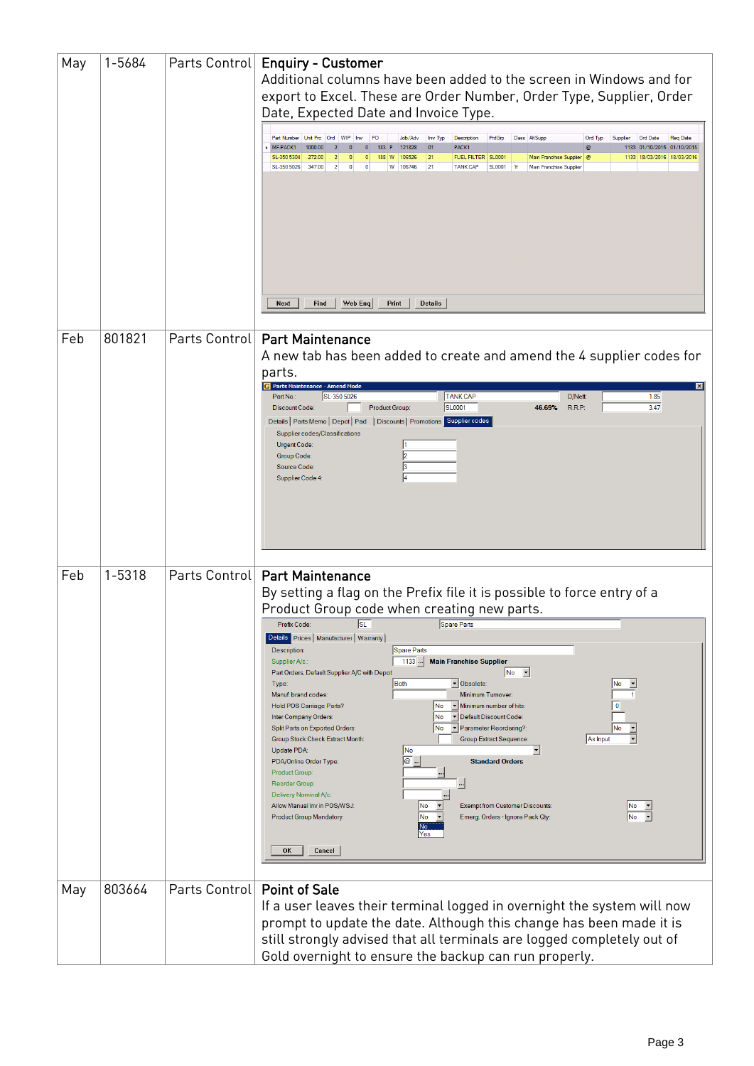| | | | |
|---|---|---|---|
| May | 1-5684 | Parts Control | **Enquiry - Customer**<br>Additional columns have been added to the screen in Windows and for export to Excel. These are Order Number, Order Type, Supplier, Order Date, Expected Date and Invoice Type. |
| Feb | 801821 | Parts Control | **Part Maintenance**<br>A new tab has been added to create and amend the 4 supplier codes for parts. |
| Feb | 1-5318 | Parts Control | **Part Maintenance**<br>By setting a flag on the Prefix file it is possible to force entry of a Product Group code when creating new parts. |
| May | 803664 | Parts Control | **Point of Sale**<br>If a user leaves their terminal logged in overnight the system will now prompt to update the date. Although this change has been made it is still strongly advised that all terminals are logged completely out of Gold overnight to ensure the backup can run properly. |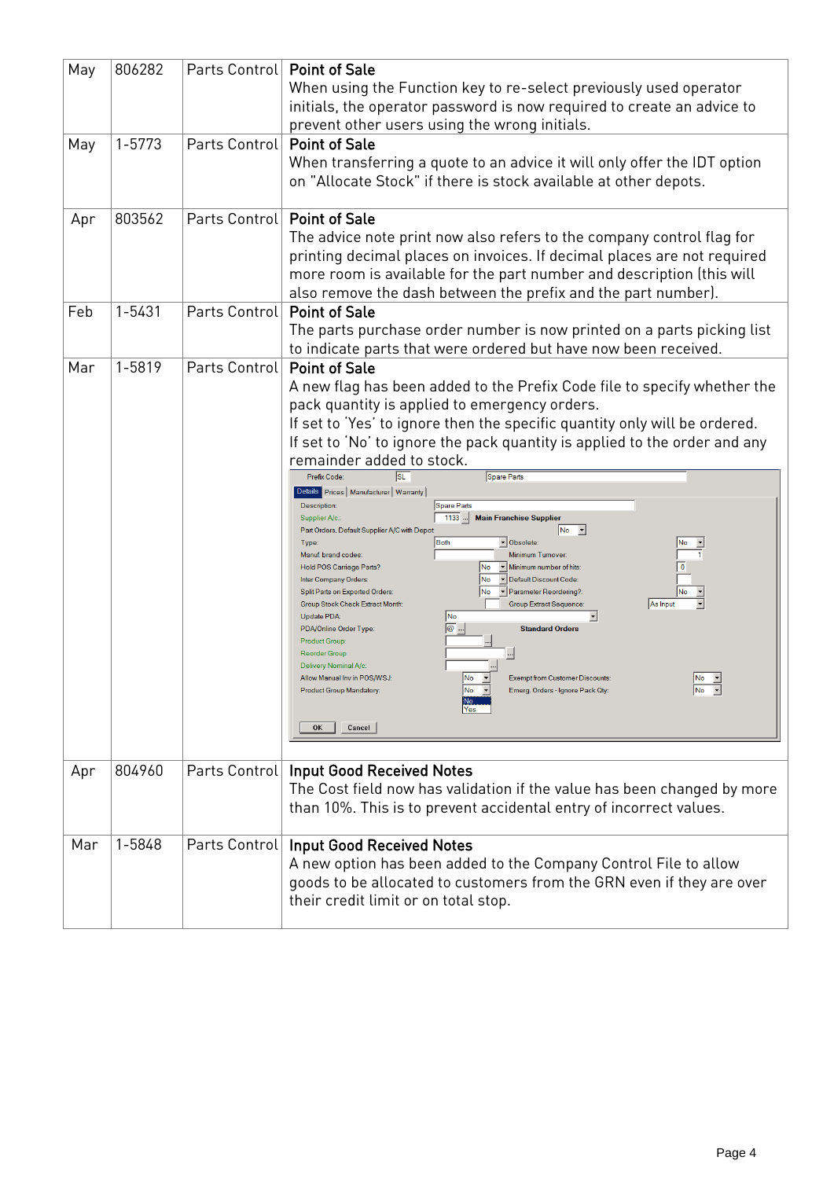| | | | |
|---|---|---|---|
| May | 806282 | Parts Control | **Point of Sale**<br>When using the Function key to re-select previously used operator initials, the operator password is now required to create an advice to prevent other users using the wrong initials. |
| May | 1-5773 | Parts Control | **Point of Sale**<br>When transferring a quote to an advice it will only offer the IDT option on "Allocate Stock" if there is stock available at other depots. |
| Apr | 803562 | Parts Control | **Point of Sale**<br>The advice note print now also refers to the company control flag for printing decimal places on invoices. If decimal places are not required more room is available for the part number and description (this will also remove the dash between the prefix and the part number). |
| Feb | 1-5431 | Parts Control | **Point of Sale**<br>The parts purchase order number is now printed on a parts picking list to indicate parts that were ordered but have now been received. |
| Mar | 1-5819 | Parts Control | **Point of Sale**<br>A new flag has been added to the Prefix Code file to specify whether the pack quantity is applied to emergency orders.<br>If set to 'Yes' to ignore then the specific quantity only will be ordered.<br>If set to 'No' to ignore the pack quantity is applied to the order and any remainder added to stock. |
| Apr | 804960 | Parts Control | **Input Good Received Notes**<br>The Cost field now has validation if the value has been changed by more than 10%. This is to prevent accidental entry of incorrect values. |
| Mar | 1-5848 | Parts Control | **Input Good Received Notes**<br>A new option has been added to the Company Control File to allow goods to be allocated to customers from the GRN even if they are over their credit limit or on total stop. |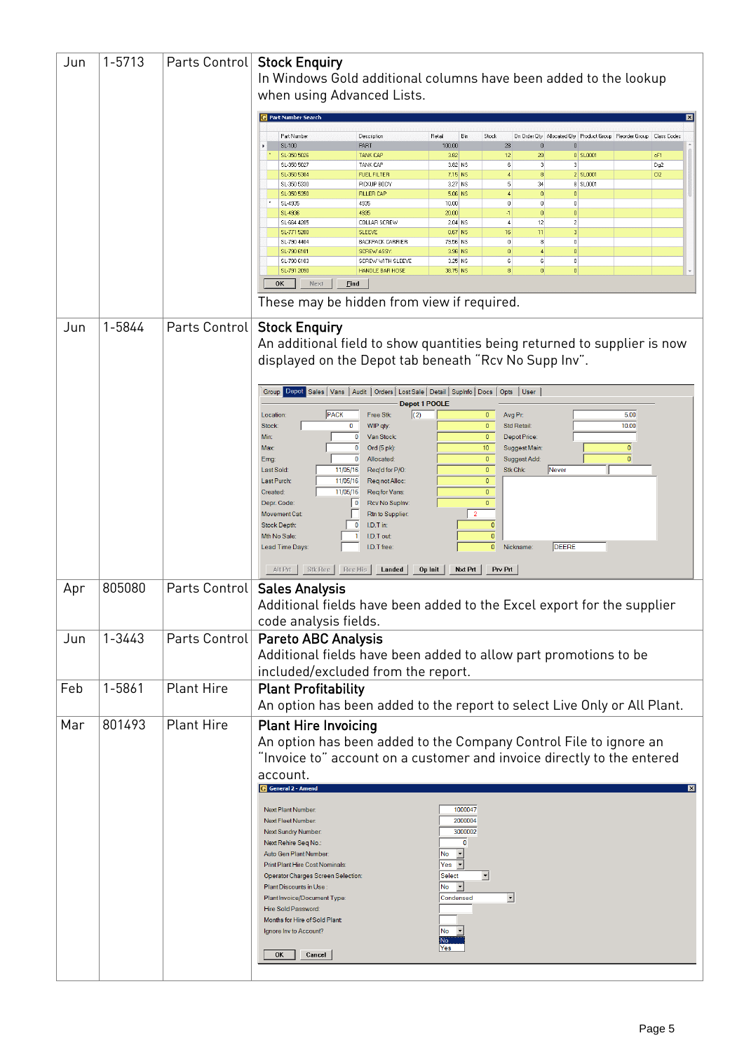| Jun | 1-5713 | Parts Control | **Stock Enquiry**<br>In Windows Gold additional columns have been added to the lookup when using Advanced Lists.<br>These may be hidden from view if required. |
|---|---|---|---|
| Jun | 1-5844 | Parts Control | **Stock Enquiry**<br>An additional field to show quantities being returned to supplier is now displayed on the Depot tab beneath "Rcv No Supp Inv". |
| Apr | 805080 | Parts Control | **Sales Analysis**<br>Additional fields have been added to the Excel export for the supplier code analysis fields. |
| Jun | 1-3443 | Parts Control | **Pareto ABC Analysis**<br>Additional fields have been added to allow part promotions to be included/excluded from the report. |
| Feb | 1-5861 | Plant Hire | **Plant Profitability**<br>An option has been added to the report to select Live Only or All Plant. |
| Mar | 801493 | Plant Hire | **Plant Hire Invoicing**<br>An option has been added to the Company Control File to ignore an "Invoice to" account on a customer and invoice directly to the entered account. |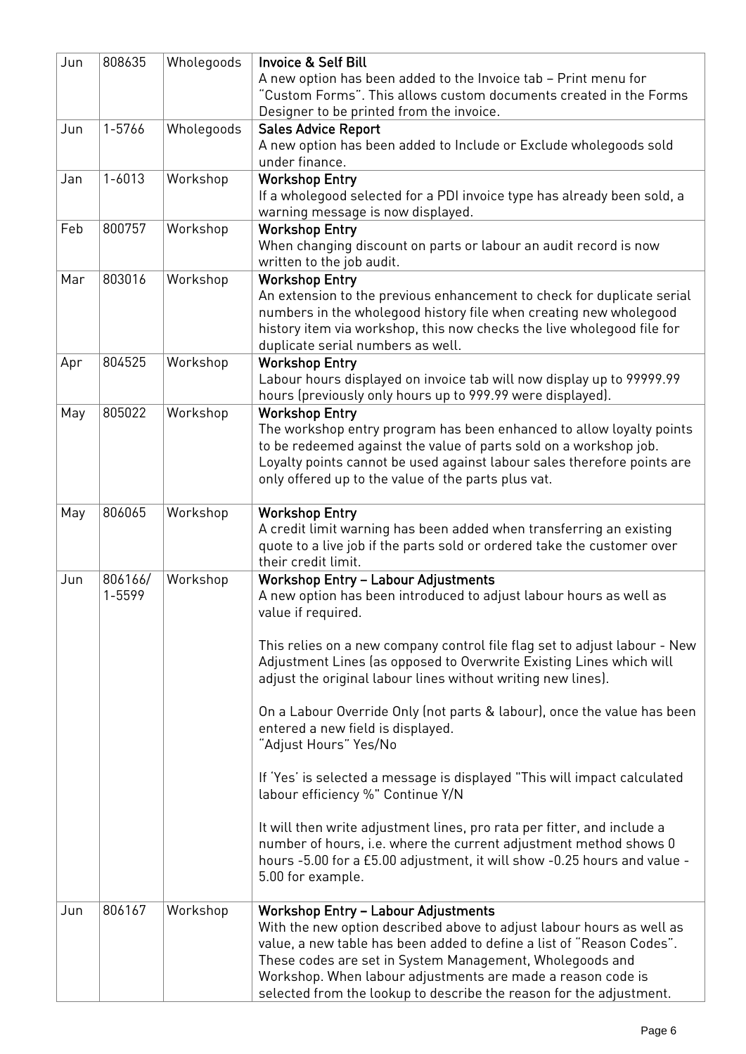| | | | |
|---|---|---|---|
| Jun | 808635 | Wholegoods | **Invoice & Self Bill**<br>A new option has been added to the Invoice tab – Print menu for "Custom Forms". This allows custom documents created in the Forms Designer to be printed from the invoice. |
| Jun | 1-5766 | Wholegoods | **Sales Advice Report**<br>A new option has been added to Include or Exclude wholegoods sold under finance. |
| Jan | 1-6013 | Workshop | **Workshop Entry**<br>If a wholegood selected for a PDI invoice type has already been sold, a warning message is now displayed. |
| Feb | 800757 | Workshop | **Workshop Entry**<br>When changing discount on parts or labour an audit record is now written to the job audit. |
| Mar | 803016 | Workshop | **Workshop Entry**<br>An extension to the previous enhancement to check for duplicate serial numbers in the wholegood history file when creating new wholegood history item via workshop, this now checks the live wholegood file for duplicate serial numbers as well. |
| Apr | 804525 | Workshop | **Workshop Entry**<br>Labour hours displayed on invoice tab will now display up to 99999.99 hours (previously only hours up to 999.99 were displayed). |
| May | 805022 | Workshop | **Workshop Entry**<br>The workshop entry program has been enhanced to allow loyalty points to be redeemed against the value of parts sold on a workshop job. Loyalty points cannot be used against labour sales therefore points are only offered up to the value of the parts plus vat. |
| May | 806065 | Workshop | **Workshop Entry**<br>A credit limit warning has been added when transferring an existing quote to a live job if the parts sold or ordered take the customer over their credit limit. |
| Jun | 806166/ 1-5599 | Workshop | **Workshop Entry – Labour Adjustments**<br>A new option has been introduced to adjust labour hours as well as value if required.<br><br>This relies on a new company control file flag set to adjust labour - New Adjustment Lines (as opposed to Overwrite Existing Lines which will adjust the original labour lines without writing new lines).<br><br>On a Labour Override Only (not parts & labour), once the value has been entered a new field is displayed.<br>"Adjust Hours" Yes/No<br><br>If 'Yes' is selected a message is displayed "This will impact calculated labour efficiency %" Continue Y/N<br><br>It will then write adjustment lines, pro rata per fitter, and include a number of hours, i.e. where the current adjustment method shows 0 hours -5.00 for a £5.00 adjustment, it will show -0.25 hours and value -5.00 for example. |
| Jun | 806167 | Workshop | **Workshop Entry – Labour Adjustments**<br>With the new option described above to adjust labour hours as well as value, a new table has been added to define a list of "Reason Codes". These codes are set in System Management, Wholegoods and Workshop. When labour adjustments are made a reason code is selected from the lookup to describe the reason for the adjustment. |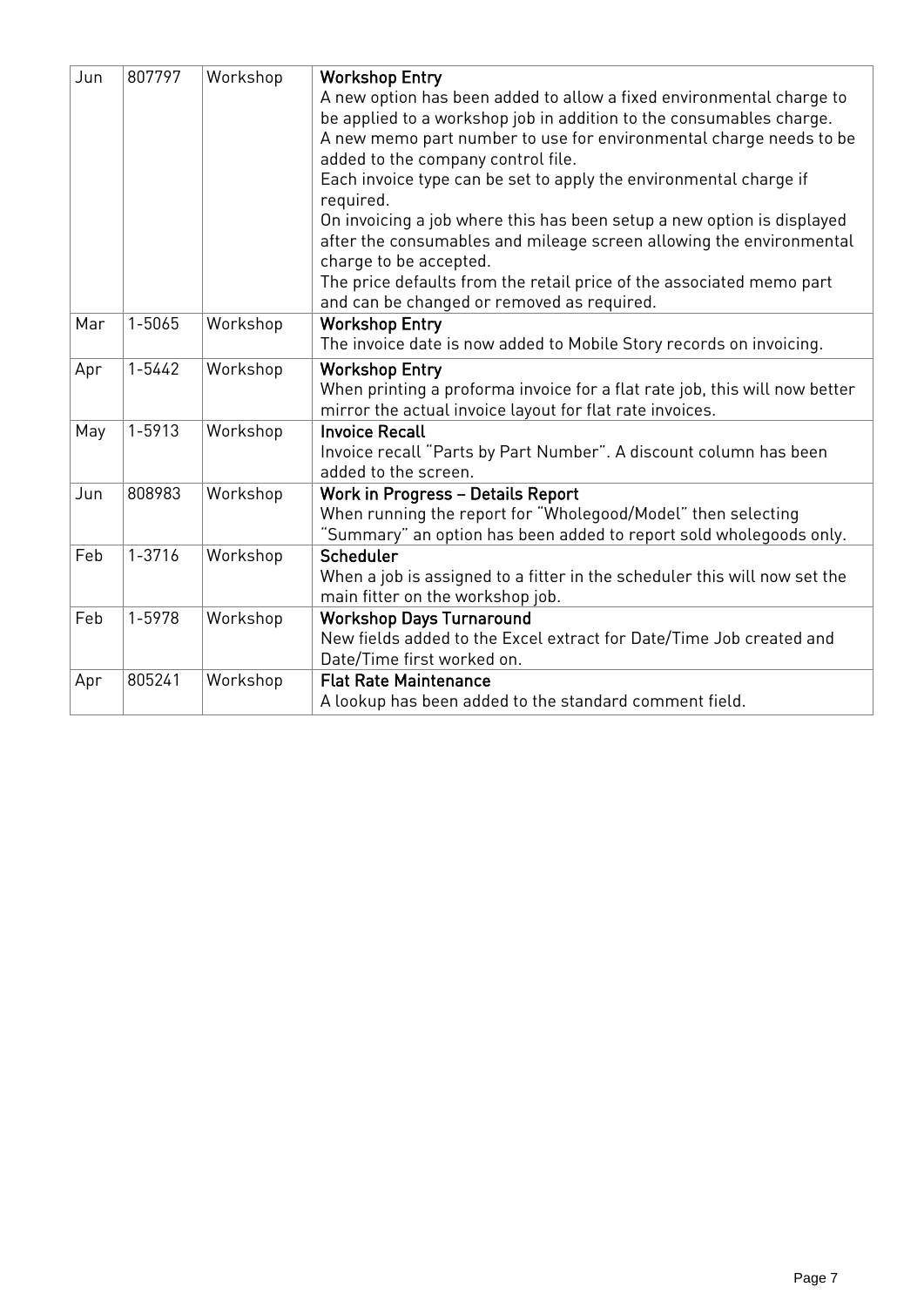| | | | |
|---|---|---|---|
| Jun | 807797 | Workshop | **Workshop Entry**<br>A new option has been added to allow a fixed environmental charge to be applied to a workshop job in addition to the consumables charge.<br>A new memo part number to use for environmental charge needs to be added to the company control file.<br>Each invoice type can be set to apply the environmental charge if required.<br>On invoicing a job where this has been setup a new option is displayed after the consumables and mileage screen allowing the environmental charge to be accepted.<br>The price defaults from the retail price of the associated memo part and can be changed or removed as required. |
| Mar | 1-5065 | Workshop | **Workshop Entry**<br>The invoice date is now added to Mobile Story records on invoicing. |
| Apr | 1-5442 | Workshop | **Workshop Entry**<br>When printing a proforma invoice for a flat rate job, this will now better mirror the actual invoice layout for flat rate invoices. |
| May | 1-5913 | Workshop | **Invoice Recall**<br>Invoice recall "Parts by Part Number". A discount column has been added to the screen. |
| Jun | 808983 | Workshop | **Work in Progress – Details Report**<br>When running the report for "Wholegood/Model" then selecting "Summary" an option has been added to report sold wholegoods only. |
| Feb | 1-3716 | Workshop | **Scheduler**<br>When a job is assigned to a fitter in the scheduler this will now set the main fitter on the workshop job. |
| Feb | 1-5978 | Workshop | **Workshop Days Turnaround**<br>New fields added to the Excel extract for Date/Time Job created and Date/Time first worked on. |
| Apr | 805241 | Workshop | **Flat Rate Maintenance**<br>A lookup has been added to the standard comment field. |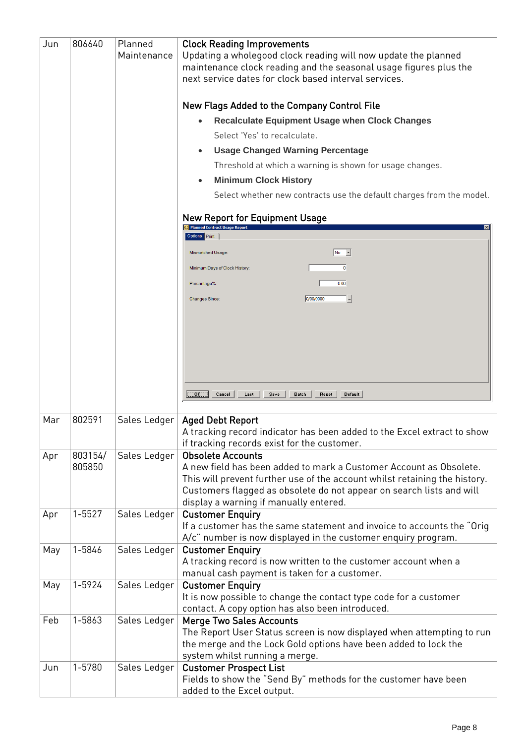| | | | |
|---|---|---|---|
| Jun | 806640 | Planned Maintenance | **Clock Reading Improvements**<br>Updating a wholegood clock reading will now update the planned maintenance clock reading and the seasonal usage figures plus the next service dates for clock based interval services.<br><br>**New Flags Added to the Company Control File**<br>• **Recalculate Equipment Usage when Clock Changes**<br>Select 'Yes' to recalculate.<br>• **Usage Changed Warning Percentage**<br>Threshold at which a warning is shown for usage changes.<br>• **Minimum Clock History**<br>Select whether new contracts use the default charges from the model.<br><br>**New Report for Equipment Usage**<br>Planned Contract Usage Report<br>Options \| Print<br>Mismatched Usage: No<br>Minimum Days of Clock History: 0<br>Percentage%: 0.00<br>Changes Since: 0/00/0000<br>OK \| Cancel \| Last \| Save \| Batch \| Reset \| Default |
| Mar | 802591 | Sales Ledger | **Aged Debt Report**<br>A tracking record indicator has been added to the Excel extract to show if tracking records exist for the customer. |
| Apr | 803154/ 805850 | Sales Ledger | **Obsolete Accounts**<br>A new field has been added to mark a Customer Account as Obsolete. This will prevent further use of the account whilst retaining the history. Customers flagged as obsolete do not appear on search lists and will display a warning if manually entered. |
| Apr | 1-5527 | Sales Ledger | **Customer Enquiry**<br>If a customer has the same statement and invoice to accounts the "Orig A/c" number is now displayed in the customer enquiry program. |
| May | 1-5846 | Sales Ledger | **Customer Enquiry**<br>A tracking record is now written to the customer account when a manual cash payment is taken for a customer. |
| May | 1-5924 | Sales Ledger | **Customer Enquiry**<br>It is now possible to change the contact type code for a customer contact. A copy option has also been introduced. |
| Feb | 1-5863 | Sales Ledger | **Merge Two Sales Accounts**<br>The Report User Status screen is now displayed when attempting to run the merge and the Lock Gold options have been added to lock the system whilst running a merge. |
| Jun | 1-5780 | Sales Ledger | **Customer Prospect List**<br>Fields to show the "Send By" methods for the customer have been added to the Excel output. |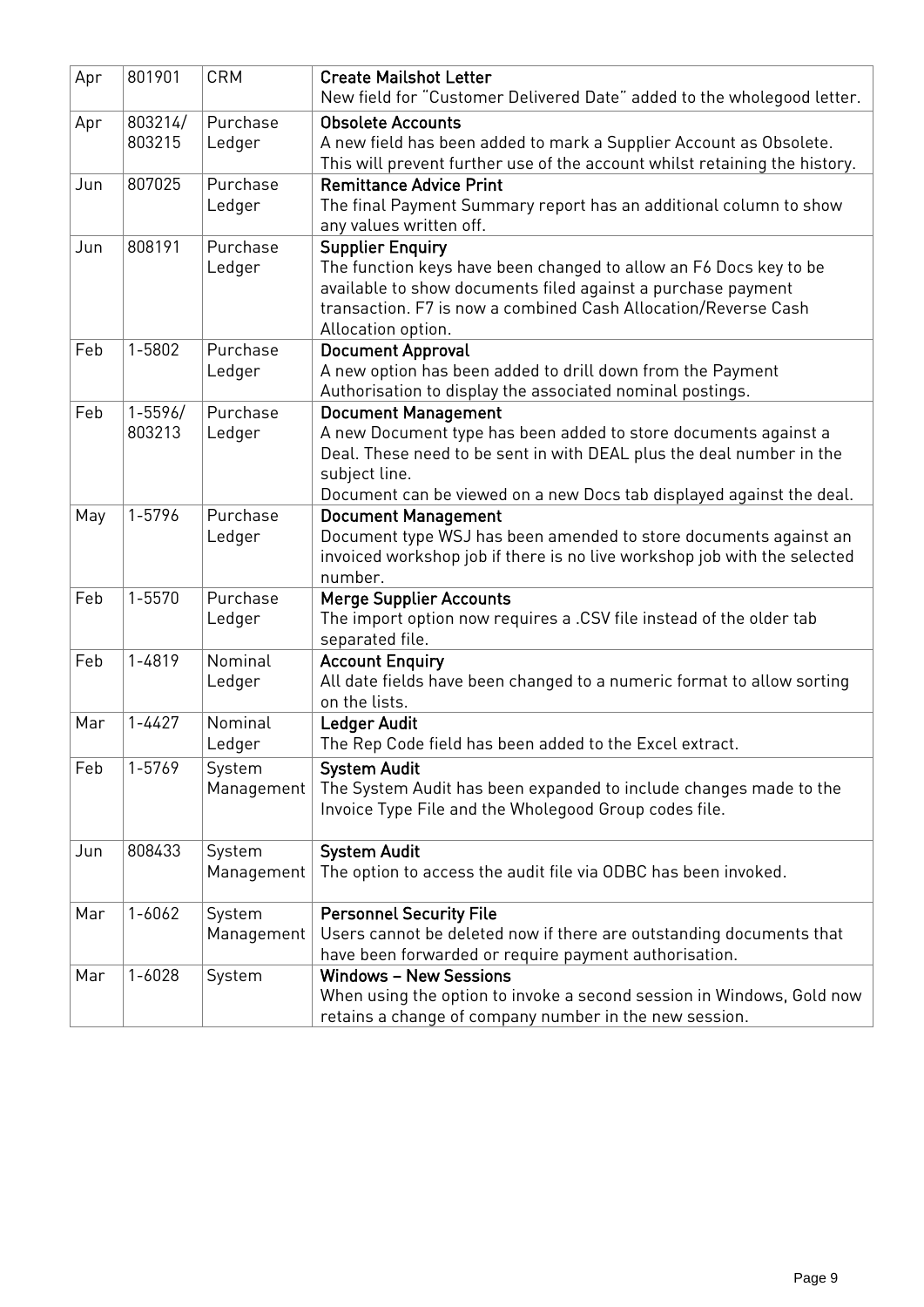| | | | |
|---|---|---|---|
| Apr | 801901 | CRM | **Create Mailshot Letter**<br>New field for "Customer Delivered Date" added to the wholegood letter. |
| Apr | 803214/ 803215 | Purchase Ledger | **Obsolete Accounts**<br>A new field has been added to mark a Supplier Account as Obsolete. This will prevent further use of the account whilst retaining the history. |
| Jun | 807025 | Purchase Ledger | **Remittance Advice Print**<br>The final Payment Summary report has an additional column to show any values written off. |
| Jun | 808191 | Purchase Ledger | **Supplier Enquiry**<br>The function keys have been changed to allow an F6 Docs key to be available to show documents filed against a purchase payment transaction. F7 is now a combined Cash Allocation/Reverse Cash Allocation option. |
| Feb | 1-5802 | Purchase Ledger | **Document Approval**<br>A new option has been added to drill down from the Payment Authorisation to display the associated nominal postings. |
| Feb | 1-5596/ 803213 | Purchase Ledger | **Document Management**<br>A new Document type has been added to store documents against a Deal. These need to be sent in with DEAL plus the deal number in the subject line.<br>Document can be viewed on a new Docs tab displayed against the deal. |
| May | 1-5796 | Purchase Ledger | **Document Management**<br>Document type WSJ has been amended to store documents against an invoiced workshop job if there is no live workshop job with the selected number. |
| Feb | 1-5570 | Purchase Ledger | **Merge Supplier Accounts**<br>The import option now requires a .CSV file instead of the older tab separated file. |
| Feb | 1-4819 | Nominal Ledger | **Account Enquiry**<br>All date fields have been changed to a numeric format to allow sorting on the lists. |
| Mar | 1-4427 | Nominal Ledger | **Ledger Audit**<br>The Rep Code field has been added to the Excel extract. |
| Feb | 1-5769 | System Management | **System Audit**<br>The System Audit has been expanded to include changes made to the Invoice Type File and the Wholegood Group codes file. |
| Jun | 808433 | System Management | **System Audit**<br>The option to access the audit file via ODBC has been invoked. |
| Mar | 1-6062 | System Management | **Personnel Security File**<br>Users cannot be deleted now if there are outstanding documents that have been forwarded or require payment authorisation. |
| Mar | 1-6028 | System | **Windows – New Sessions**<br>When using the option to invoke a second session in Windows, Gold now retains a change of company number in the new session. |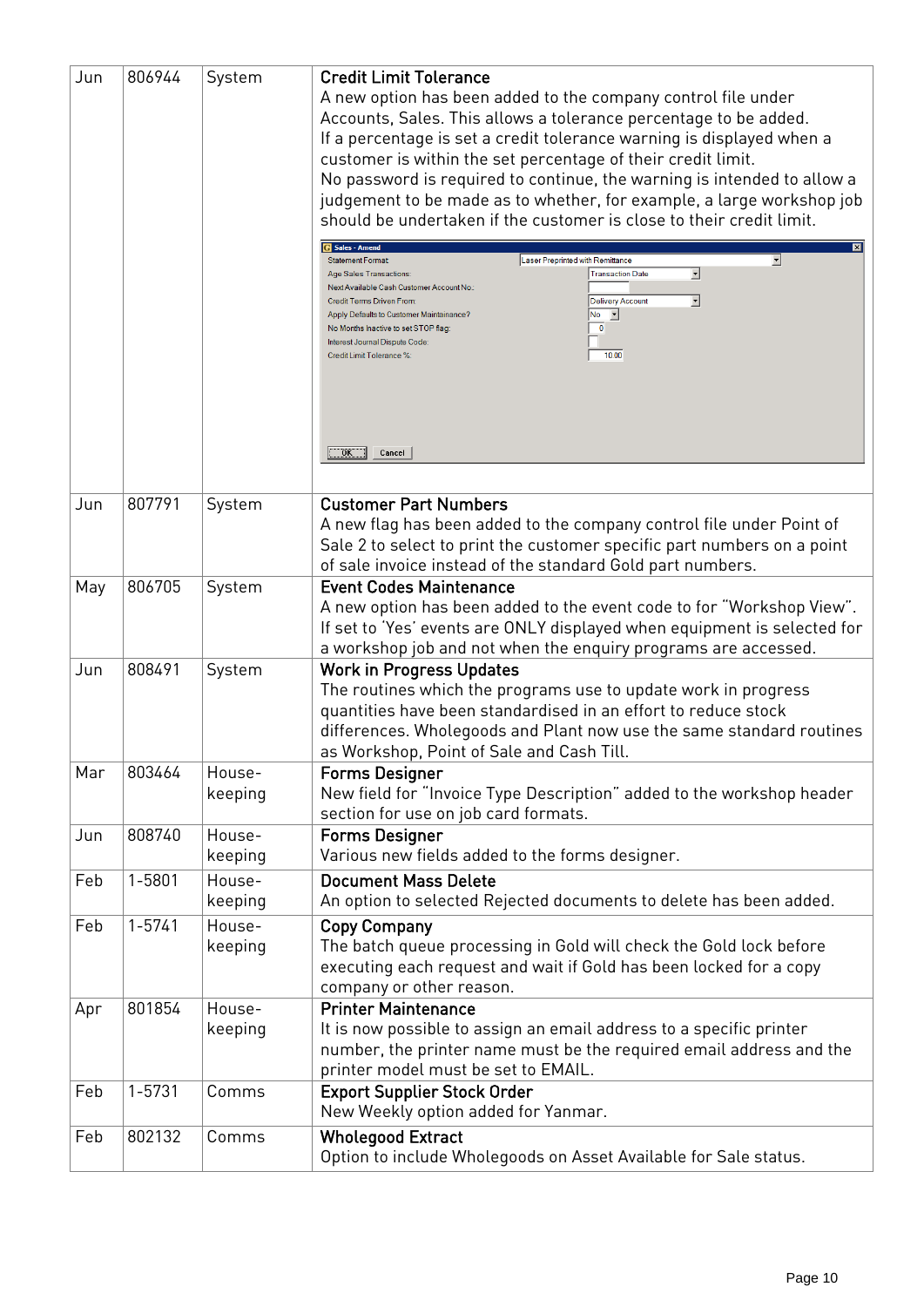| | | | |
|---|---|---|---|
| Jun | 806944 | System | **Credit Limit Tolerance**<br>A new option has been added to the company control file under Accounts, Sales. This allows a tolerance percentage to be added.<br>If a percentage is set a credit tolerance warning is displayed when a customer is within the set percentage of their credit limit.<br>No password is required to continue, the warning is intended to allow a judgement to be made as to whether, for example, a large workshop job should be undertaken if the customer is close to their credit limit.<br>Sales - Amend<br>Statement Format: Laser Preprinted with Remittance<br>Age Sales Transactions: Transaction Date<br>Next Available Cash Customer Account No.:<br>Credit Terms Driven From: Delivery Account<br>Apply Defaults to Customer Maintainance? No<br>No Months Inactive to set STOP flag: 0<br>Interest Journal Dispute Code:<br>Credit Limit Tolerance %: 10.00<br>OK Cancel |
| Jun | 807791 | System | **Customer Part Numbers**<br>A new flag has been added to the company control file under Point of Sale 2 to select to print the customer specific part numbers on a point of sale invoice instead of the standard Gold part numbers. |
| May | 806705 | System | **Event Codes Maintenance**<br>A new option has been added to the event code to for "Workshop View". If set to 'Yes' events are ONLY displayed when equipment is selected for a workshop job and not when the enquiry programs are accessed. |
| Jun | 808491 | System | **Work in Progress Updates**<br>The routines which the programs use to update work in progress quantities have been standardised in an effort to reduce stock differences. Wholegoods and Plant now use the same standard routines as Workshop, Point of Sale and Cash Till. |
| Mar | 803464 | House-keeping | **Forms Designer**<br>New field for "Invoice Type Description" added to the workshop header section for use on job card formats. |
| Jun | 808740 | House-keeping | **Forms Designer**<br>Various new fields added to the forms designer. |
| Feb | 1-5801 | House-keeping | **Document Mass Delete**<br>An option to selected Rejected documents to delete has been added. |
| Feb | 1-5741 | House-keeping | **Copy Company**<br>The batch queue processing in Gold will check the Gold lock before executing each request and wait if Gold has been locked for a copy company or other reason. |
| Apr | 801854 | House-keeping | **Printer Maintenance**<br>It is now possible to assign an email address to a specific printer number, the printer name must be the required email address and the printer model must be set to EMAIL. |
| Feb | 1-5731 | Comms | **Export Supplier Stock Order**<br>New Weekly option added for Yanmar. |
| Feb | 802132 | Comms | **Wholegood Extract**<br>Option to include Wholegoods on Asset Available for Sale status. |